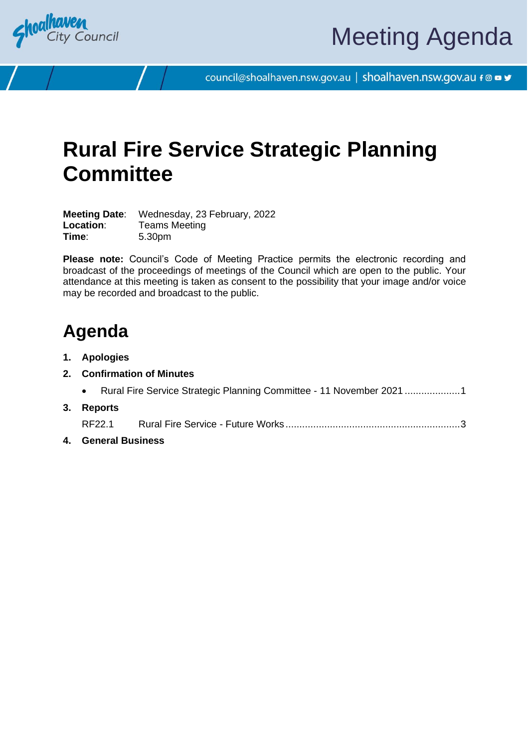Shoalhaven City Council

# Meeting Agenda

council@shoalhaven.nsw.gov.au | shoalhaven.nsw.gov.au

# Rural Fire Service Strategic Planning Committee

**Meeting Date**: Wednesday, 23 February, 2022
**Location**: Teams Meeting
**Time**: 5.30pm

**Please note:** Council's Code of Meeting Practice permits the electronic recording and broadcast of the proceedings of meetings of the Council which are open to the public. Your attendance at this meeting is taken as consent to the possibility that your image and/or voice may be recorded and broadcast to the public.

## Agenda

1. **Apologies**
2. **Confirmation of Minutes**
   - Rural Fire Service Strategic Planning Committee - 11 November 2021 .................... 1
3. **Reports**

   RF22.1 Rural Fire Service - Future Works ................................................................ 3
4. **General Business**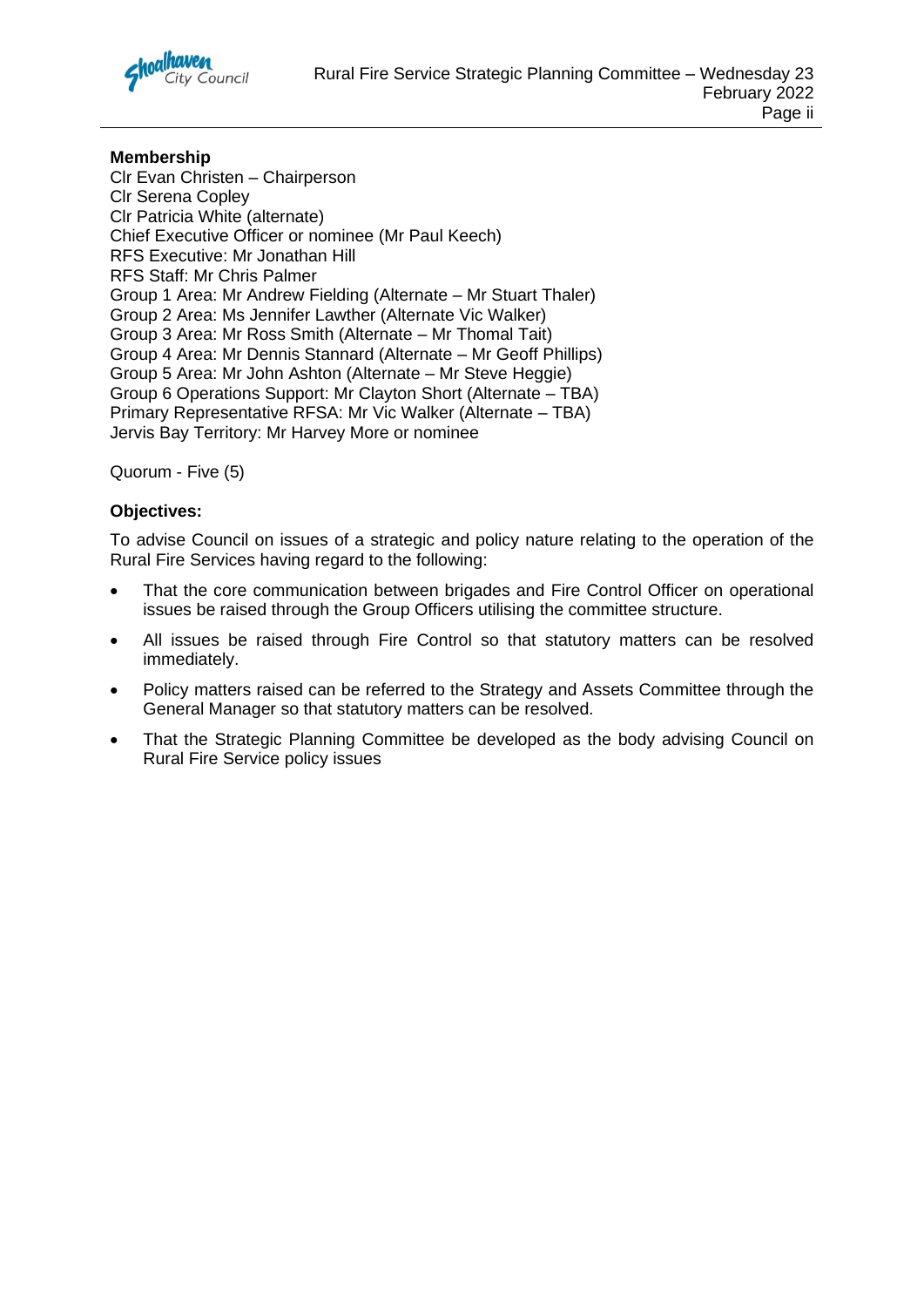**Membership**

Clr Evan Christen – Chairperson
Clr Serena Copley
Clr Patricia White (alternate)
Chief Executive Officer or nominee (Mr Paul Keech)
RFS Executive: Mr Jonathan Hill
RFS Staff: Mr Chris Palmer
Group 1 Area: Mr Andrew Fielding (Alternate – Mr Stuart Thaler)
Group 2 Area: Ms Jennifer Lawther (Alternate Vic Walker)
Group 3 Area: Mr Ross Smith (Alternate – Mr Thomal Tait)
Group 4 Area: Mr Dennis Stannard (Alternate – Mr Geoff Phillips)
Group 5 Area: Mr John Ashton (Alternate – Mr Steve Heggie)
Group 6 Operations Support: Mr Clayton Short (Alternate – TBA)
Primary Representative RFSA: Mr Vic Walker (Alternate – TBA)
Jervis Bay Territory: Mr Harvey More or nominee

Quorum - Five (5)

**Objectives:**

To advise Council on issues of a strategic and policy nature relating to the operation of the Rural Fire Services having regard to the following:

- That the core communication between brigades and Fire Control Officer on operational issues be raised through the Group Officers utilising the committee structure.
- All issues be raised through Fire Control so that statutory matters can be resolved immediately.
- Policy matters raised can be referred to the Strategy and Assets Committee through the General Manager so that statutory matters can be resolved.
- That the Strategic Planning Committee be developed as the body advising Council on Rural Fire Service policy issues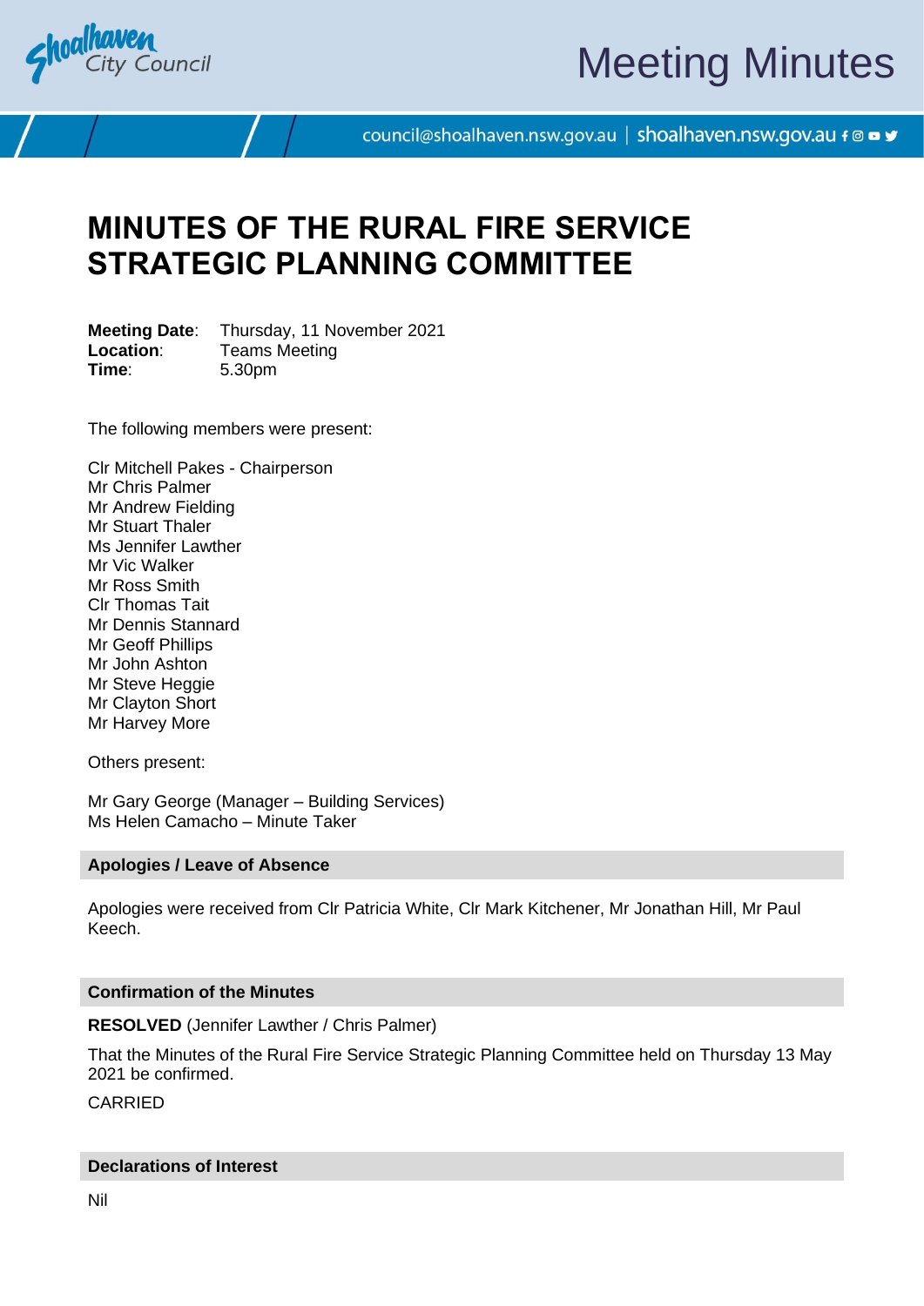# MINUTES OF THE RURAL FIRE SERVICE STRATEGIC PLANNING COMMITTEE

**Meeting Date**: Thursday, 11 November 2021
**Location**: Teams Meeting
**Time**: 5.30pm

The following members were present:

Clr Mitchell Pakes - Chairperson
Mr Chris Palmer
Mr Andrew Fielding
Mr Stuart Thaler
Ms Jennifer Lawther
Mr Vic Walker
Mr Ross Smith
Clr Thomas Tait
Mr Dennis Stannard
Mr Geoff Phillips
Mr John Ashton
Mr Steve Heggie
Mr Clayton Short
Mr Harvey More

Others present:

Mr Gary George (Manager – Building Services)
Ms Helen Camacho – Minute Taker

## Apologies / Leave of Absence

Apologies were received from Clr Patricia White, Clr Mark Kitchener, Mr Jonathan Hill, Mr Paul Keech.

## Confirmation of the Minutes

**RESOLVED** (Jennifer Lawther / Chris Palmer)

That the Minutes of the Rural Fire Service Strategic Planning Committee held on Thursday 13 May 2021 be confirmed.

CARRIED

## Declarations of Interest

Nil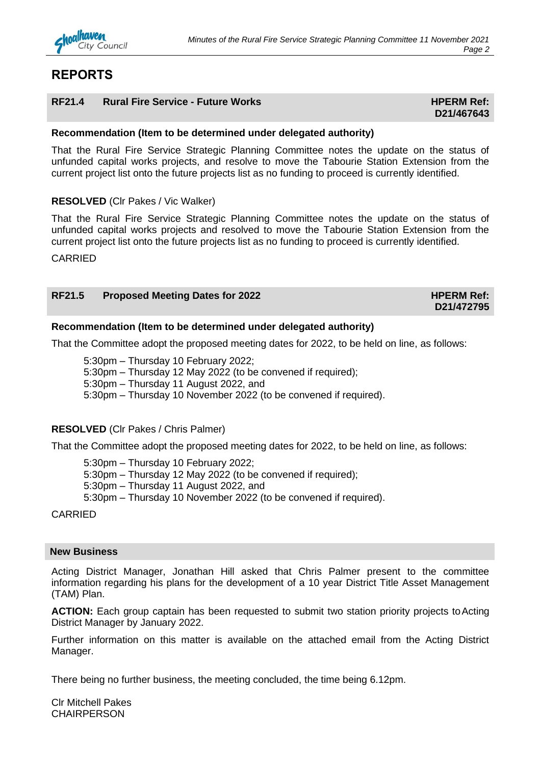## REPORTS

### RF21.4 Rural Fire Service - Future Works

**HPERM Ref: D21/467643**

**Recommendation (Item to be determined under delegated authority)**

That the Rural Fire Service Strategic Planning Committee notes the update on the status of unfunded capital works projects, and resolve to move the Tabourie Station Extension from the current project list onto the future projects list as no funding to proceed is currently identified.

**RESOLVED** (Clr Pakes / Vic Walker)

That the Rural Fire Service Strategic Planning Committee notes the update on the status of unfunded capital works projects and resolved to move the Tabourie Station Extension from the current project list onto the future projects list as no funding to proceed is currently identified.

CARRIED

### RF21.5 Proposed Meeting Dates for 2022

**HPERM Ref: D21/472795**

**Recommendation (Item to be determined under delegated authority)**

That the Committee adopt the proposed meeting dates for 2022, to be held on line, as follows:

- 5:30pm – Thursday 10 February 2022;
- 5:30pm – Thursday 12 May 2022 (to be convened if required);
- 5:30pm – Thursday 11 August 2022, and
- 5:30pm – Thursday 10 November 2022 (to be convened if required).

**RESOLVED** (Clr Pakes / Chris Palmer)

That the Committee adopt the proposed meeting dates for 2022, to be held on line, as follows:

- 5:30pm – Thursday 10 February 2022;
- 5:30pm – Thursday 12 May 2022 (to be convened if required);
- 5:30pm – Thursday 11 August 2022, and
- 5:30pm – Thursday 10 November 2022 (to be convened if required).

CARRIED

### New Business

Acting District Manager, Jonathan Hill asked that Chris Palmer present to the committee information regarding his plans for the development of a 10 year District Title Asset Management (TAM) Plan.

**ACTION:** Each group captain has been requested to submit two station priority projects to Acting District Manager by January 2022.

Further information on this matter is available on the attached email from the Acting District Manager.

There being no further business, the meeting concluded, the time being 6.12pm.

Clr Mitchell Pakes
CHAIRPERSON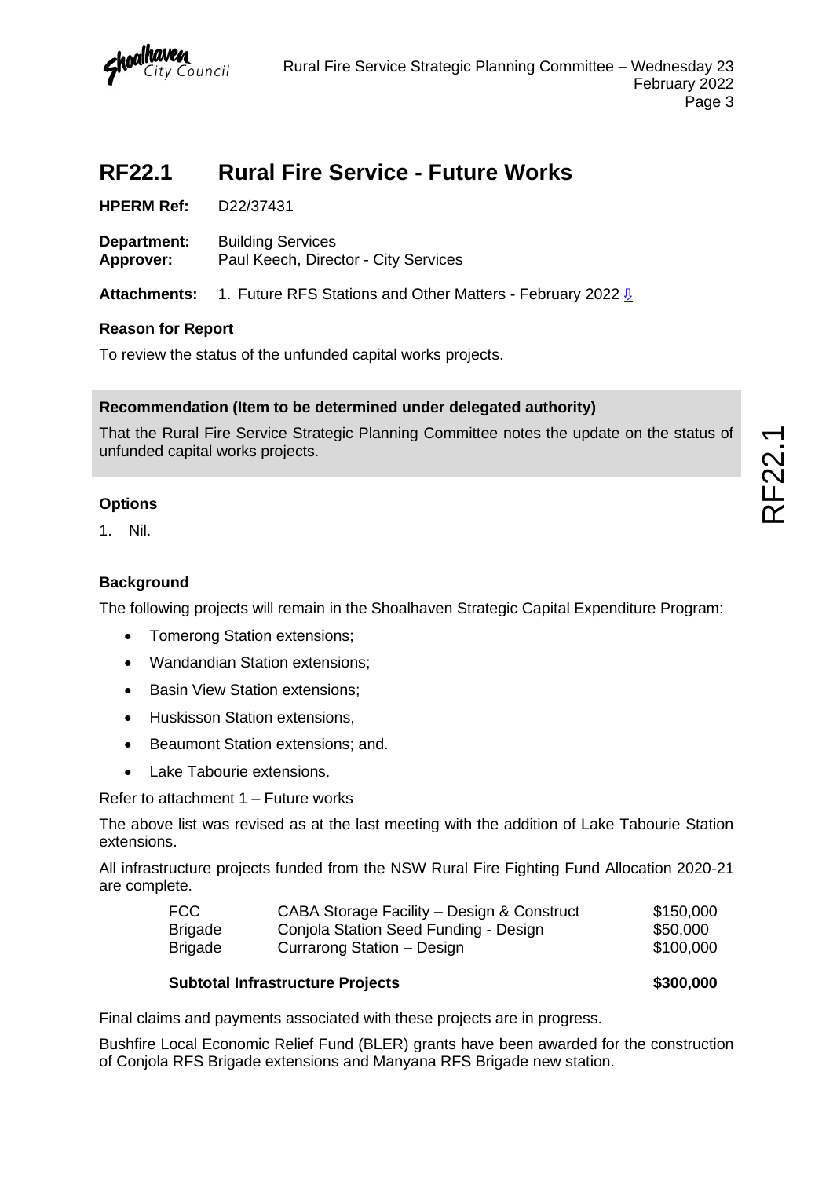# RF22.1 Rural Fire Service - Future Works

**HPERM Ref:** D22/37431

**Department:** Building Services
**Approver:** Paul Keech, Director - City Services

**Attachments:** 1. Future RFS Stations and Other Matters - February 2022 ⇩

## Reason for Report

To review the status of the unfunded capital works projects.

**Recommendation (Item to be determined under delegated authority)**

That the Rural Fire Service Strategic Planning Committee notes the update on the status of unfunded capital works projects.

## Options

1. Nil.

## Background

The following projects will remain in the Shoalhaven Strategic Capital Expenditure Program:

- Tomerong Station extensions;
- Wandandian Station extensions;
- Basin View Station extensions;
- Huskisson Station extensions,
- Beaumont Station extensions; and.
- Lake Tabourie extensions.

Refer to attachment 1 – Future works

The above list was revised as at the last meeting with the addition of Lake Tabourie Station extensions.

All infrastructure projects funded from the NSW Rural Fire Fighting Fund Allocation 2020-21 are complete.

| | | |
|---|---|---|
| FCC | CABA Storage Facility – Design & Construct | \$150,000 |
| Brigade | Conjola Station Seed Funding - Design | \$50,000 |
| Brigade | Currarong Station – Design | \$100,000 |
| **Subtotal Infrastructure Projects** | | **\$300,000** |

Final claims and payments associated with these projects are in progress.

Bushfire Local Economic Relief Fund (BLER) grants have been awarded for the construction of Conjola RFS Brigade extensions and Manyana RFS Brigade new station.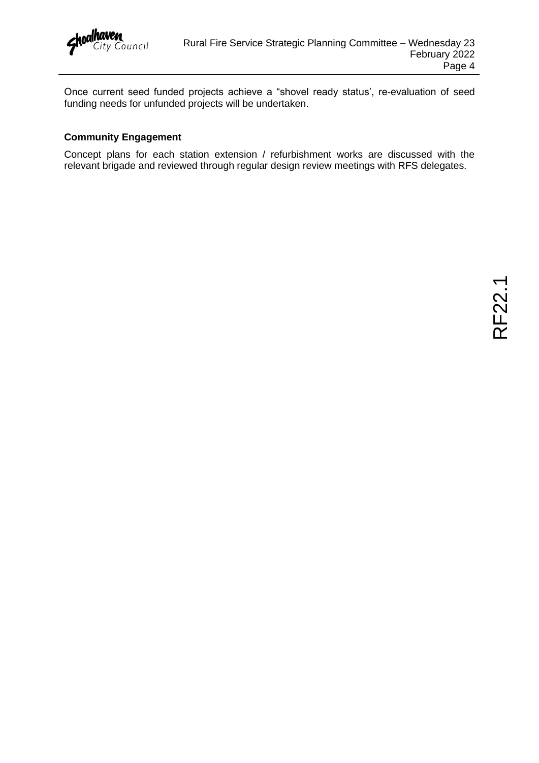Once current seed funded projects achieve a “shovel ready status’, re-evaluation of seed funding needs for unfunded projects will be undertaken.

**Community Engagement**

Concept plans for each station extension / refurbishment works are discussed with the relevant brigade and reviewed through regular design review meetings with RFS delegates.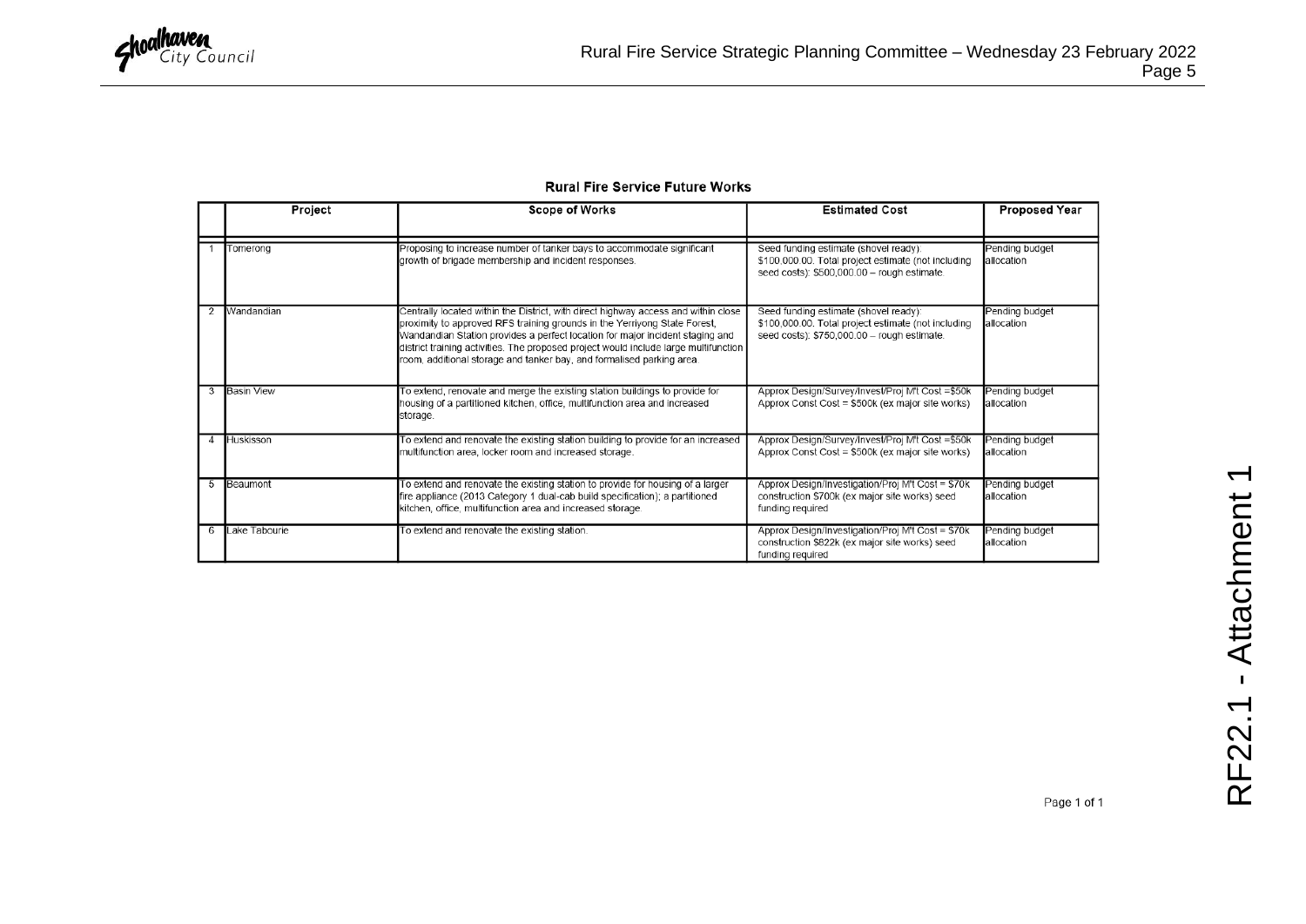## Rural Fire Service Future Works

| | Project | Scope of Works | Estimated Cost | Proposed Year |
|---|---|---|---|---|
| 1 | Tomerong | Proposing to increase number of tanker bays to accommodate significant growth of brigade membership and incident responses. | Seed funding estimate (shovel ready): $100,000.00. Total project estimate (not including seed costs): $500,000.00 – rough estimate. | Pending budget allocation |
| 2 | Wandandian | Centrally located within the District, with direct highway access and within close proximity to approved RFS training grounds in the Yerriyong State Forest, Wandandian Station provides a perfect location for major incident staging and district training activities. The proposed project would include large multifunction room, additional storage and tanker bay, and formalised parking area. | Seed funding estimate (shovel ready): $100,000.00. Total project estimate (not including seed costs): $750,000.00 – rough estimate. | Pending budget allocation |
| 3 | Basin View | To extend, renovate and merge the existing station buildings to provide for housing of a partitioned kitchen, office, multifunction area and increased storage. | Approx Design/Survey/Invest/Proj M't Cost =$50k Approx Const Cost = $500k (ex major site works) | Pending budget allocation |
| 4 | Huskisson | To extend and renovate the existing station building to provide for an increased multifunction area, locker room and increased storage. | Approx Design/Survey/Invest/Proj M't Cost =$50k Approx Const Cost = $500k (ex major site works) | Pending budget allocation |
| 5 | Beaumont | To extend and renovate the existing station to provide for housing of a larger fire appliance (2013 Category 1 dual-cab build specification); a partitioned kitchen, office, multifunction area and increased storage. | Approx Design/Investigation/Proj M't Cost = $70k construction $700k (ex major site works) seed funding required | Pending budget allocation |
| 6 | Lake Tabourie | To extend and renovate the existing station. | Approx Design/Investigation/Proj M't Cost = $70k construction $822k (ex major site works) seed funding required | Pending budget allocation |